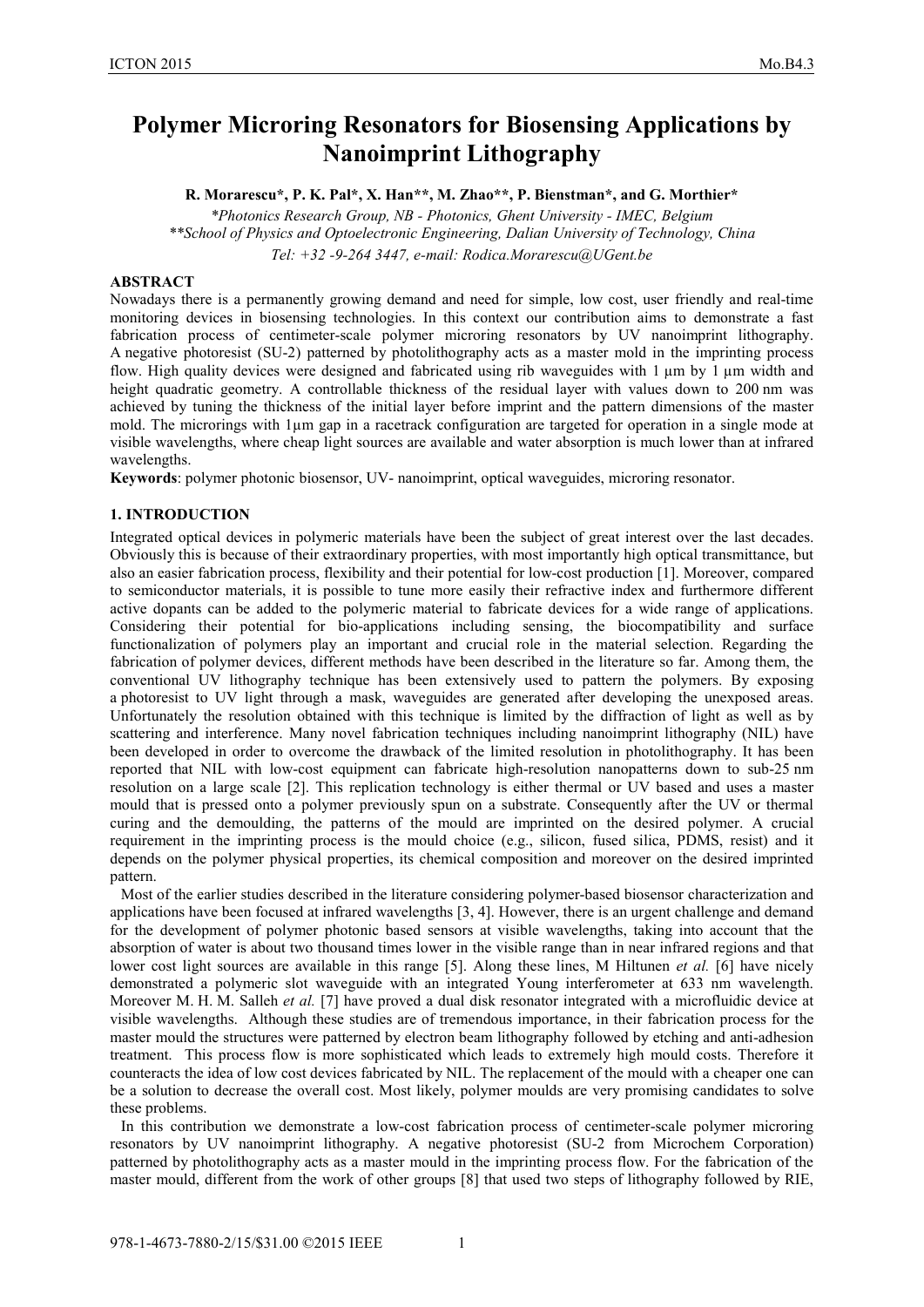# Polymer Microring Resonators for Biosensing Applications by Nanoimprint Lithography

**R. Morarescu\*, P. K. Pal\*, X. Han\*\*, M. Zhao\*\*, P. Bienstman\*, and G. Morthier\***

*\*Photonics Research Group, NB - Photonics, Ghent University - IMEC, Belgium*
*\*\*School of Physics and Optoelectronic Engineering, Dalian University of Technology, China*
*Tel: +32 -9-264 3447, e-mail: Rodica.Morarescu@UGent.be*

## ABSTRACT

Nowadays there is a permanently growing demand and need for simple, low cost, user friendly and real-time monitoring devices in biosensing technologies. In this context our contribution aims to demonstrate a fast fabrication process of centimeter-scale polymer microring resonators by UV nanoimprint lithography. A negative photoresist (SU-2) patterned by photolithography acts as a master mold in the imprinting process flow. High quality devices were designed and fabricated using rib waveguides with 1 µm by 1 µm width and height quadratic geometry. A controllable thickness of the residual layer with values down to 200 nm was achieved by tuning the thickness of the initial layer before imprint and the pattern dimensions of the master mold. The microrings with 1µm gap in a racetrack configuration are targeted for operation in a single mode at visible wavelengths, where cheap light sources are available and water absorption is much lower than at infrared wavelengths.

**Keywords**: polymer photonic biosensor, UV- nanoimprint, optical waveguides, microring resonator.

## 1. INTRODUCTION

Integrated optical devices in polymeric materials have been the subject of great interest over the last decades. Obviously this is because of their extraordinary properties, with most importantly high optical transmittance, but also an easier fabrication process, flexibility and their potential for low-cost production [1]. Moreover, compared to semiconductor materials, it is possible to tune more easily their refractive index and furthermore different active dopants can be added to the polymeric material to fabricate devices for a wide range of applications. Considering their potential for bio-applications including sensing, the biocompatibility and surface functionalization of polymers play an important and crucial role in the material selection. Regarding the fabrication of polymer devices, different methods have been described in the literature so far. Among them, the conventional UV lithography technique has been extensively used to pattern the polymers. By exposing a photoresist to UV light through a mask, waveguides are generated after developing the unexposed areas. Unfortunately the resolution obtained with this technique is limited by the diffraction of light as well as by scattering and interference. Many novel fabrication techniques including nanoimprint lithography (NIL) have been developed in order to overcome the drawback of the limited resolution in photolithography. It has been reported that NIL with low-cost equipment can fabricate high-resolution nanopatterns down to sub-25 nm resolution on a large scale [2]. This replication technology is either thermal or UV based and uses a master mould that is pressed onto a polymer previously spun on a substrate. Consequently after the UV or thermal curing and the demoulding, the patterns of the mould are imprinted on the desired polymer. A crucial requirement in the imprinting process is the mould choice (e.g., silicon, fused silica, PDMS, resist) and it depends on the polymer physical properties, its chemical composition and moreover on the desired imprinted pattern.

Most of the earlier studies described in the literature considering polymer-based biosensor characterization and applications have been focused at infrared wavelengths [3, 4]. However, there is an urgent challenge and demand for the development of polymer photonic based sensors at visible wavelengths, taking into account that the absorption of water is about two thousand times lower in the visible range than in near infrared regions and that lower cost light sources are available in this range [5]. Along these lines, M Hiltunen *et al.* [6] have nicely demonstrated a polymeric slot waveguide with an integrated Young interferometer at 633 nm wavelength. Moreover M. H. M. Salleh *et al.* [7] have proved a dual disk resonator integrated with a microfluidic device at visible wavelengths. Although these studies are of tremendous importance, in their fabrication process for the master mould the structures were patterned by electron beam lithography followed by etching and anti-adhesion treatment. This process flow is more sophisticated which leads to extremely high mould costs. Therefore it counteracts the idea of low cost devices fabricated by NIL. The replacement of the mould with a cheaper one can be a solution to decrease the overall cost. Most likely, polymer moulds are very promising candidates to solve these problems.

In this contribution we demonstrate a low-cost fabrication process of centimeter-scale polymer microring resonators by UV nanoimprint lithography. A negative photoresist (SU-2 from Microchem Corporation) patterned by photolithography acts as a master mould in the imprinting process flow. For the fabrication of the master mould, different from the work of other groups [8] that used two steps of lithography followed by RIE,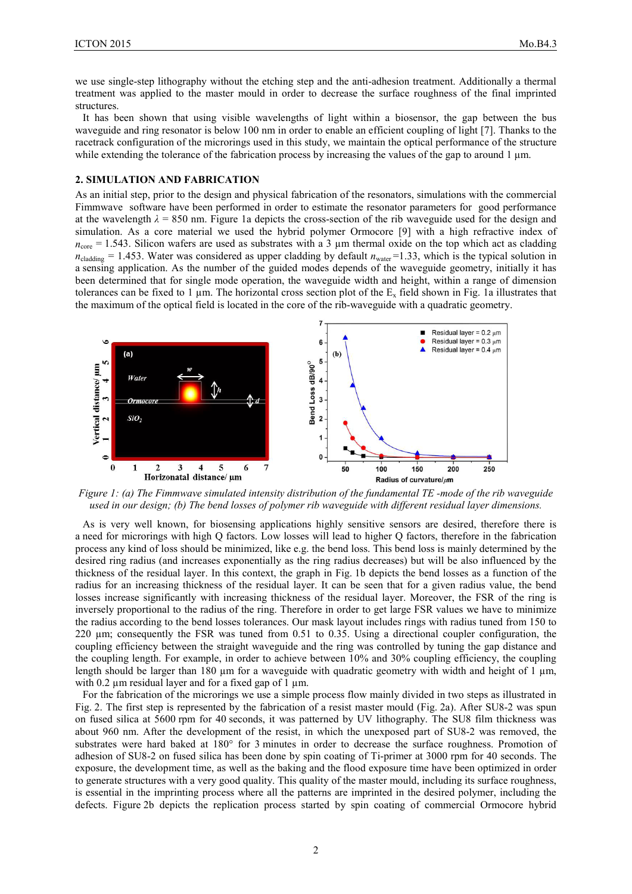we use single-step lithography without the etching step and the anti-adhesion treatment. Additionally a thermal treatment was applied to the master mould in order to decrease the surface roughness of the final imprinted structures.

It has been shown that using visible wavelengths of light within a biosensor, the gap between the bus waveguide and ring resonator is below 100 nm in order to enable an efficient coupling of light [7]. Thanks to the racetrack configuration of the microrings used in this study, we maintain the optical performance of the structure while extending the tolerance of the fabrication process by increasing the values of the gap to around 1 µm.

## 2. SIMULATION AND FABRICATION

As an initial step, prior to the design and physical fabrication of the resonators, simulations with the commercial Fimmwave software have been performed in order to estimate the resonator parameters for good performance at the wavelength $\lambda$ = 850 nm. Figure 1a depicts the cross-section of the rib waveguide used for the design and simulation. As a core material we used the hybrid polymer Ormocore [9] with a high refractive index of $n_{core}$ = 1.543. Silicon wafers are used as substrates with a 3 µm thermal oxide on the top which act as cladding $n_{cladding}$ = 1.453. Water was considered as upper cladding by default $n_{water}$ =1.33, which is the typical solution in a sensing application. As the number of the guided modes depends of the waveguide geometry, initially it has been determined that for single mode operation, the waveguide width and height, within a range of dimension tolerances can be fixed to 1 µm. The horizontal cross section plot of the $E_x$ field shown in Fig. 1a illustrates that the maximum of the optical field is located in the core of the rib-waveguide with a quadratic geometry.

*Figure 1: (a) The Fimmwave simulated intensity distribution of the fundamental TE -mode of the rib waveguide used in our design; (b) The bend losses of polymer rib waveguide with different residual layer dimensions.*

As is very well known, for biosensing applications highly sensitive sensors are desired, therefore there is a need for microrings with high Q factors. Low losses will lead to higher Q factors, therefore in the fabrication process any kind of loss should be minimized, like e.g. the bend loss. This bend loss is mainly determined by the desired ring radius (and increases exponentially as the ring radius decreases) but will be also influenced by the thickness of the residual layer. In this context, the graph in Fig. 1b depicts the bend losses as a function of the radius for an increasing thickness of the residual layer. It can be seen that for a given radius value, the bend losses increase significantly with increasing thickness of the residual layer. Moreover, the FSR of the ring is inversely proportional to the radius of the ring. Therefore in order to get large FSR values we have to minimize the radius according to the bend losses tolerances. Our mask layout includes rings with radius tuned from 150 to 220 µm; consequently the FSR was tuned from 0.51 to 0.35. Using a directional coupler configuration, the coupling efficiency between the straight waveguide and the ring was controlled by tuning the gap distance and the coupling length. For example, in order to achieve between 10% and 30% coupling efficiency, the coupling length should be larger than 180 µm for a waveguide with quadratic geometry with width and height of 1 µm, with 0.2 µm residual layer and for a fixed gap of 1 µm.

For the fabrication of the microrings we use a simple process flow mainly divided in two steps as illustrated in Fig. 2. The first step is represented by the fabrication of a resist master mould (Fig. 2a). After SU8-2 was spun on fused silica at 5600 rpm for 40 seconds, it was patterned by UV lithography. The SU8 film thickness was about 960 nm. After the development of the resist, in which the unexposed part of SU8-2 was removed, the substrates were hard baked at 180° for 3 minutes in order to decrease the surface roughness. Promotion of adhesion of SU8-2 on fused silica has been done by spin coating of Ti-primer at 3000 rpm for 40 seconds. The exposure, the development time, as well as the baking and the flood exposure time have been optimized in order to generate structures with a very good quality. This quality of the master mould, including its surface roughness, is essential in the imprinting process where all the patterns are imprinted in the desired polymer, including the defects. Figure 2b depicts the replication process started by spin coating of commercial Ormocore hybrid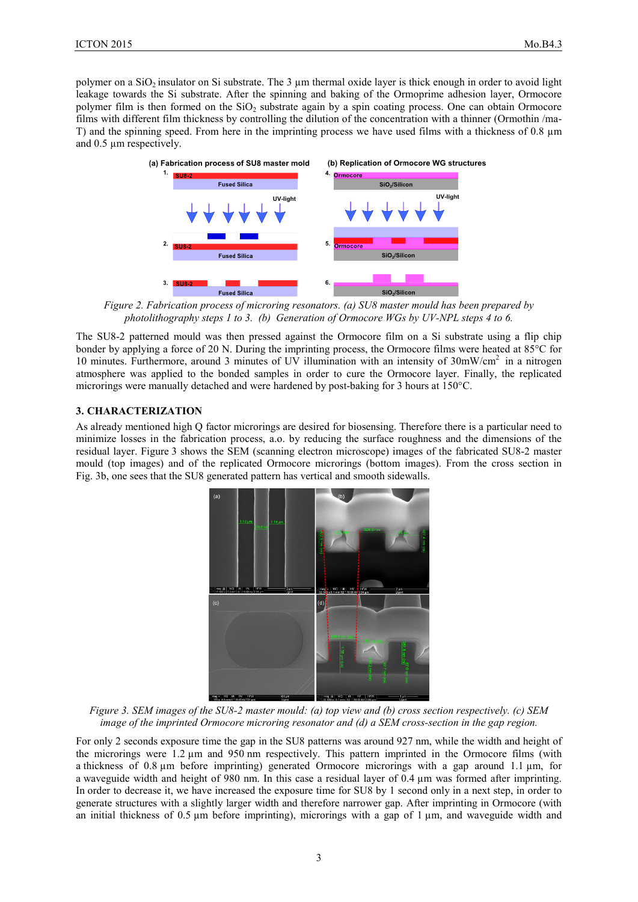polymer on a $SiO_2$ insulator on Si substrate. The 3 µm thermal oxide layer is thick enough in order to avoid light leakage towards the Si substrate. After the spinning and baking of the Ormoprime adhesion layer, Ormocore polymer film is then formed on the $SiO_2$ substrate again by a spin coating process. One can obtain Ormocore films with different film thickness by controlling the dilution of the concentration with a thinner (Ormothin /ma-T) and the spinning speed. From here in the imprinting process we have used films with a thickness of 0.8 µm and 0.5 µm respectively.

*Figure 2. Fabrication process of microring resonators. (a) SU8 master mould has been prepared by photolithography steps 1 to 3. (b) Generation of Ormocore WGs by UV-NPL steps 4 to 6.*

The SU8-2 patterned mould was then pressed against the Ormocore film on a Si substrate using a flip chip bonder by applying a force of 20 N. During the imprinting process, the Ormocore films were heated at 85°C for 10 minutes. Furthermore, around 3 minutes of UV illumination with an intensity of $30mW/cm^2$ in a nitrogen atmosphere was applied to the bonded samples in order to cure the Ormocore layer. Finally, the replicated microrings were manually detached and were hardened by post-baking for 3 hours at 150°C.

## 3. CHARACTERIZATION

As already mentioned high Q factor microrings are desired for biosensing. Therefore there is a particular need to minimize losses in the fabrication process, a.o. by reducing the surface roughness and the dimensions of the residual layer. Figure 3 shows the SEM (scanning electron microscope) images of the fabricated SU8-2 master mould (top images) and of the replicated Ormocore microrings (bottom images). From the cross section in Fig. 3b, one sees that the SU8 generated pattern has vertical and smooth sidewalls.

*Figure 3. SEM images of the SU8-2 master mould: (a) top view and (b) cross section respectively. (c) SEM image of the imprinted Ormocore microring resonator and (d) a SEM cross-section in the gap region.*

For only 2 seconds exposure time the gap in the SU8 patterns was around 927 nm, while the width and height of the microrings were 1.2 µm and 950 nm respectively. This pattern imprinted in the Ormocore films (with a thickness of 0.8 µm before imprinting) generated Ormocore microrings with a gap around 1.1 µm, for a waveguide width and height of 980 nm. In this case a residual layer of 0.4 µm was formed after imprinting. In order to decrease it, we have increased the exposure time for SU8 by 1 second only in a next step, in order to generate structures with a slightly larger width and therefore narrower gap. After imprinting in Ormocore (with an initial thickness of 0.5 µm before imprinting), microrings with a gap of 1 µm, and waveguide width and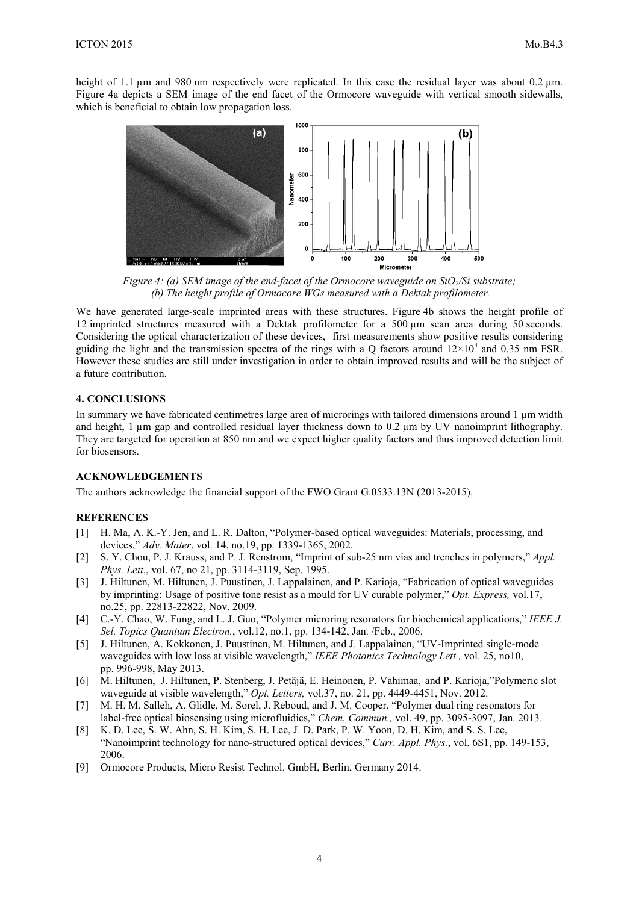height of 1.1 µm and 980 nm respectively were replicated. In this case the residual layer was about 0.2 µm. Figure 4a depicts a SEM image of the end facet of the Ormocore waveguide with vertical smooth sidewalls, which is beneficial to obtain low propagation loss.

(a)

(b)

1000
800
600
400
200
0

Nanometer

0 100 200 300 400 500

Micrometer

*Figure 4: (a) SEM image of the end-facet of the Ormocore waveguide on $SiO_2$/Si substrate; (b) The height profile of Ormocore WGs measured with a Dektak profilometer.*

We have generated large-scale imprinted areas with these structures. Figure 4b shows the height profile of 12 imprinted structures measured with a Dektak profilometer for a 500 µm scan area during 50 seconds. Considering the optical characterization of these devices, first measurements show positive results considering guiding the light and the transmission spectra of the rings with a Q factors around $12\times10^4$ and 0.35 nm FSR. However these studies are still under investigation in order to obtain improved results and will be the subject of a future contribution.

## 4. CONCLUSIONS

In summary we have fabricated centimetres large area of microrings with tailored dimensions around 1 µm width and height, 1 µm gap and controlled residual layer thickness down to 0.2 µm by UV nanoimprint lithography. They are targeted for operation at 850 nm and we expect higher quality factors and thus improved detection limit for biosensors.

## ACKNOWLEDGEMENTS

The authors acknowledge the financial support of the FWO Grant G.0533.13N (2013-2015).

## REFERENCES

[1] H. Ma, A. K.-Y. Jen, and L. R. Dalton, "Polymer-based optical waveguides: Materials, processing, and devices," *Adv. Mater*. vol. 14, no.19, pp. 1339-1365, 2002.

[2] S. Y. Chou, P. J. Krauss, and P. J. Renstrom, "Imprint of sub-25 nm vias and trenches in polymers," *Appl. Phys. Lett*., vol. 67, no 21, pp. 3114-3119, Sep. 1995.

[3] J. Hiltunen, M. Hiltunen, J. Puustinen, J. Lappalainen, and P. Karioja, "Fabrication of optical waveguides by imprinting: Usage of positive tone resist as a mould for UV curable polymer," *Opt. Express,* vol.17, no.25, pp. 22813-22822, Nov. 2009.

[4] C.-Y. Chao, W. Fung, and L. J. Guo, "Polymer microring resonators for biochemical applications," *IEEE J. Sel. Topics Quantum Electron.*, vol.12, no.1, pp. 134-142, Jan. /Feb., 2006.

[5] J. Hiltunen, A. Kokkonen, J. Puustinen, M. Hiltunen, and J. Lappalainen, "UV-Imprinted single-mode waveguides with low loss at visible wavelength," *IEEE Photonics Technology Lett.,* vol. 25, no10, pp. 996-998, May 2013.

[6] M. Hiltunen, J. Hiltunen, P. Stenberg, J. Petäjä, E. Heinonen, P. Vahimaa, and P. Karioja,"Polymeric slot waveguide at visible wavelength," *Opt. Letters,* vol.37, no. 21, pp. 4449-4451, Nov. 2012.

[7] M. H. M. Salleh, A. Glidle, M. Sorel, J. Reboud, and J. M. Cooper, "Polymer dual ring resonators for label-free optical biosensing using microfluidics," *Chem. Commun.,* vol. 49, pp. 3095-3097, Jan. 2013.

[8] K. D. Lee, S. W. Ahn, S. H. Kim, S. H. Lee, J. D. Park, P. W. Yoon, D. H. Kim, and S. S. Lee, "Nanoimprint technology for nano-structured optical devices," *Curr. Appl. Phys.*, vol. 6S1, pp. 149-153, 2006.

[9] Ormocore Products, Micro Resist Technol. GmbH, Berlin, Germany 2014.